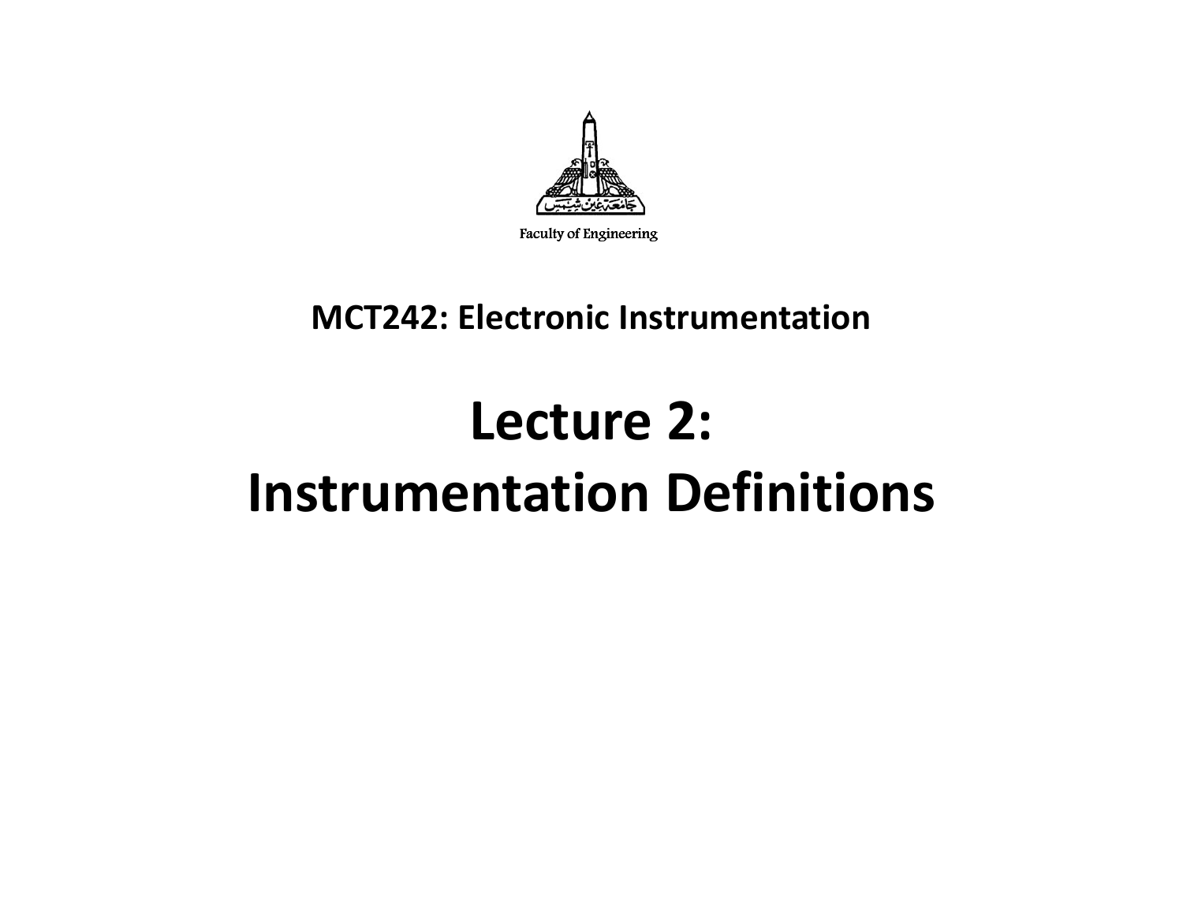Faculty of Engineering

## MCT242: Electronic Instrumentation

# Lecture 2: Instrumentation Definitions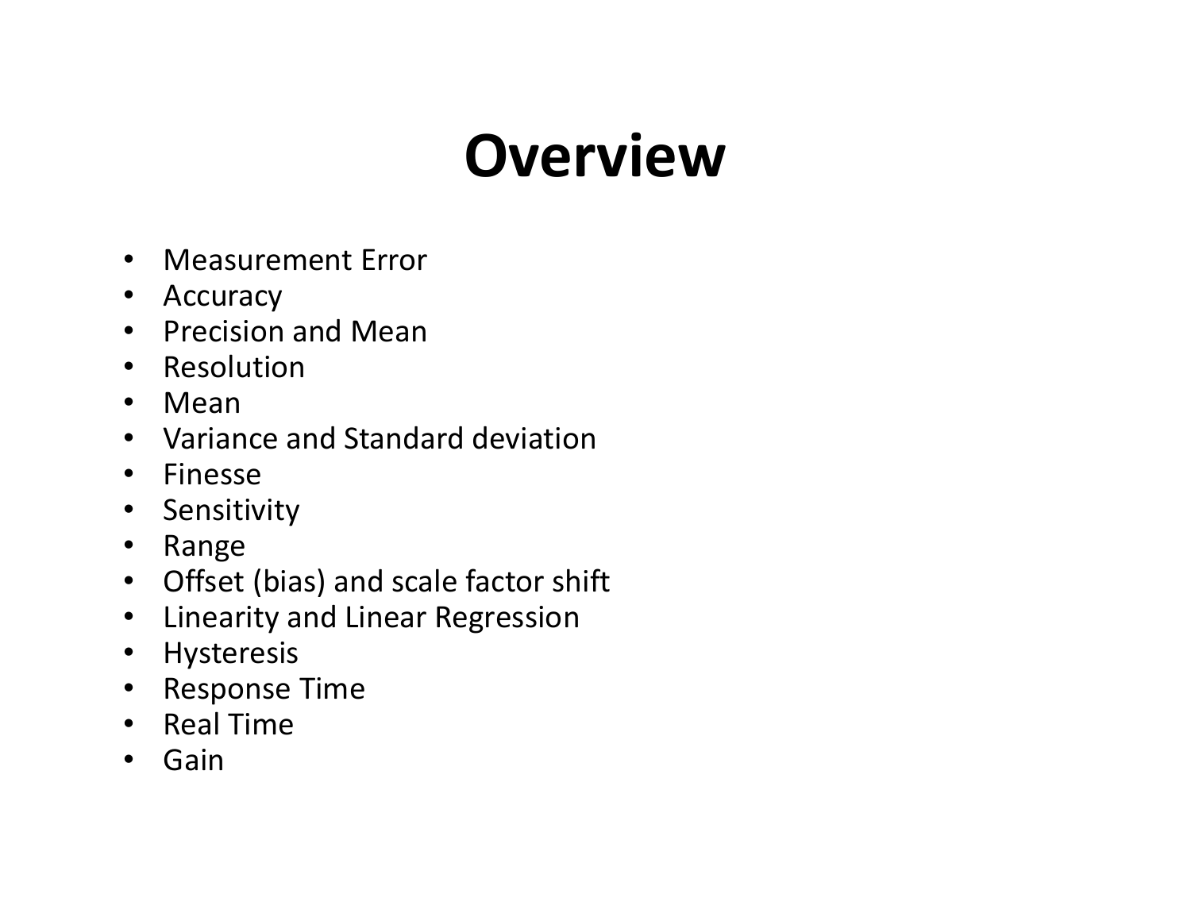# Overview

- Measurement Error
- Accuracy
- Precision and Mean
- Resolution
- Mean
- Variance and Standard deviation
- Finesse
- Sensitivity
- Range
- Offset (bias) and scale factor shift
- Linearity and Linear Regression
- Hysteresis
- Response Time
- Real Time
- Gain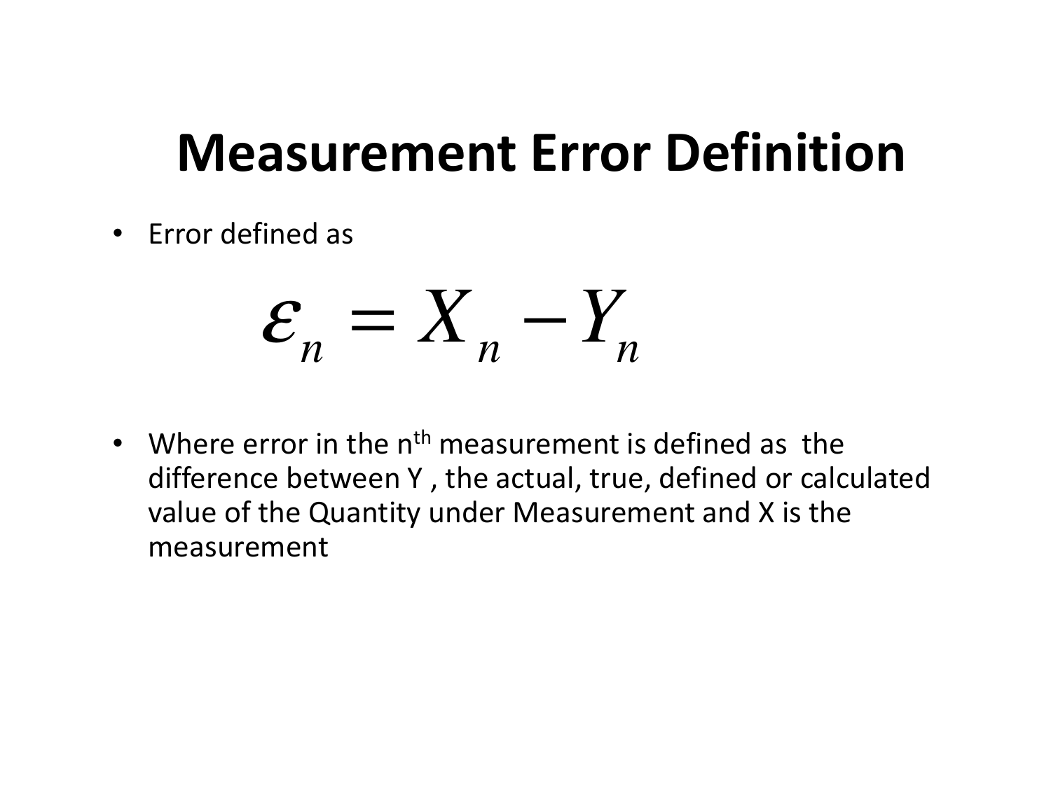# Measurement Error Definition

- Error defined as

$$\varepsilon_n = X_n - Y_n$$

- Where error in the $n^{th}$ measurement is defined as the difference between Y , the actual, true, defined or calculated value of the Quantity under Measurement and X is the measurement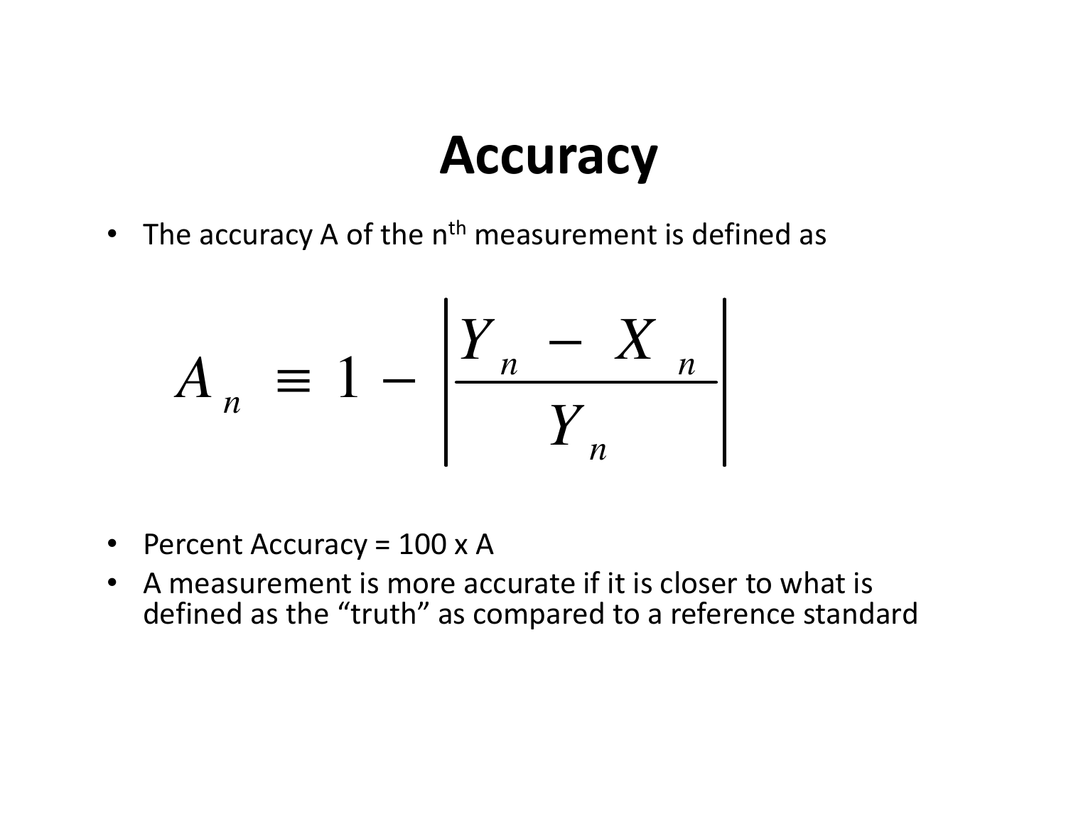# Accuracy

- The accuracy A of the $n^{th}$ measurement is defined as

$$A_n \equiv 1 - \left| \frac{Y_n - X_n}{Y_n} \right|$$

- Percent Accuracy = 100 x A
- A measurement is more accurate if it is closer to what is defined as the "truth" as compared to a reference standard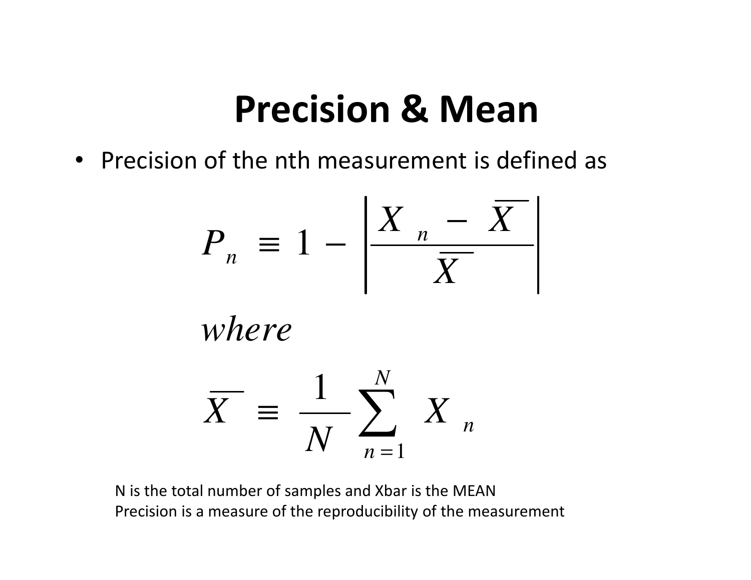# Precision & Mean

- Precision of the nth measurement is defined as

$$P_n \equiv 1 - \left| \frac{X_n - \overline{X}}{\overline{X}} \right|$$

*where*

$$\overline{X} \equiv \frac{1}{N} \sum_{n=1}^{N} X_n$$

N is the total number of samples and Xbar is the MEAN
Precision is a measure of the reproducibility of the measurement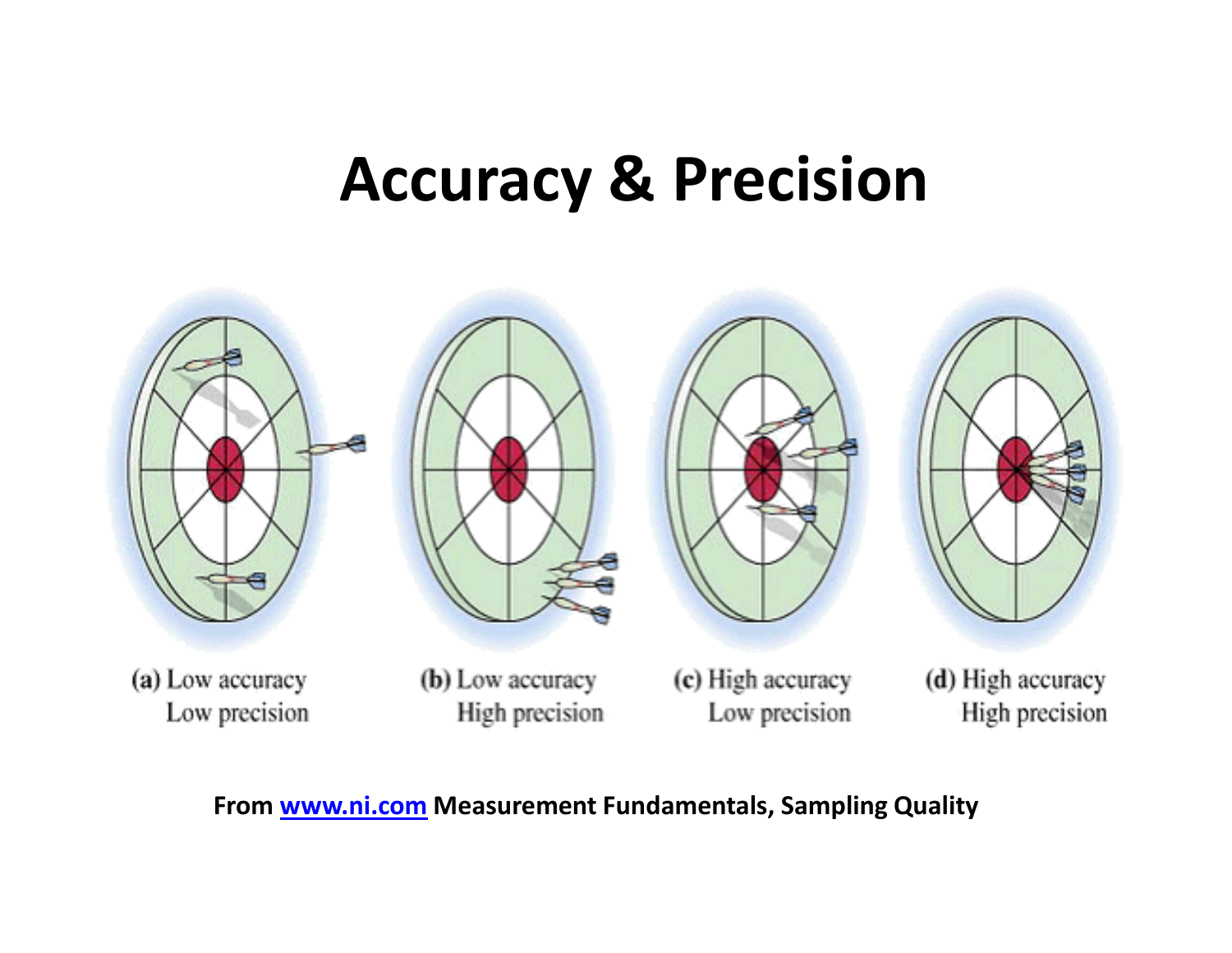# Accuracy & Precision

(a) Low accuracy
Low precision

(b) Low accuracy
High precision

(c) High accuracy
Low precision

(d) High accuracy
High precision

**From [www.ni.com](http://www.ni.com) Measurement Fundamentals, Sampling Quality**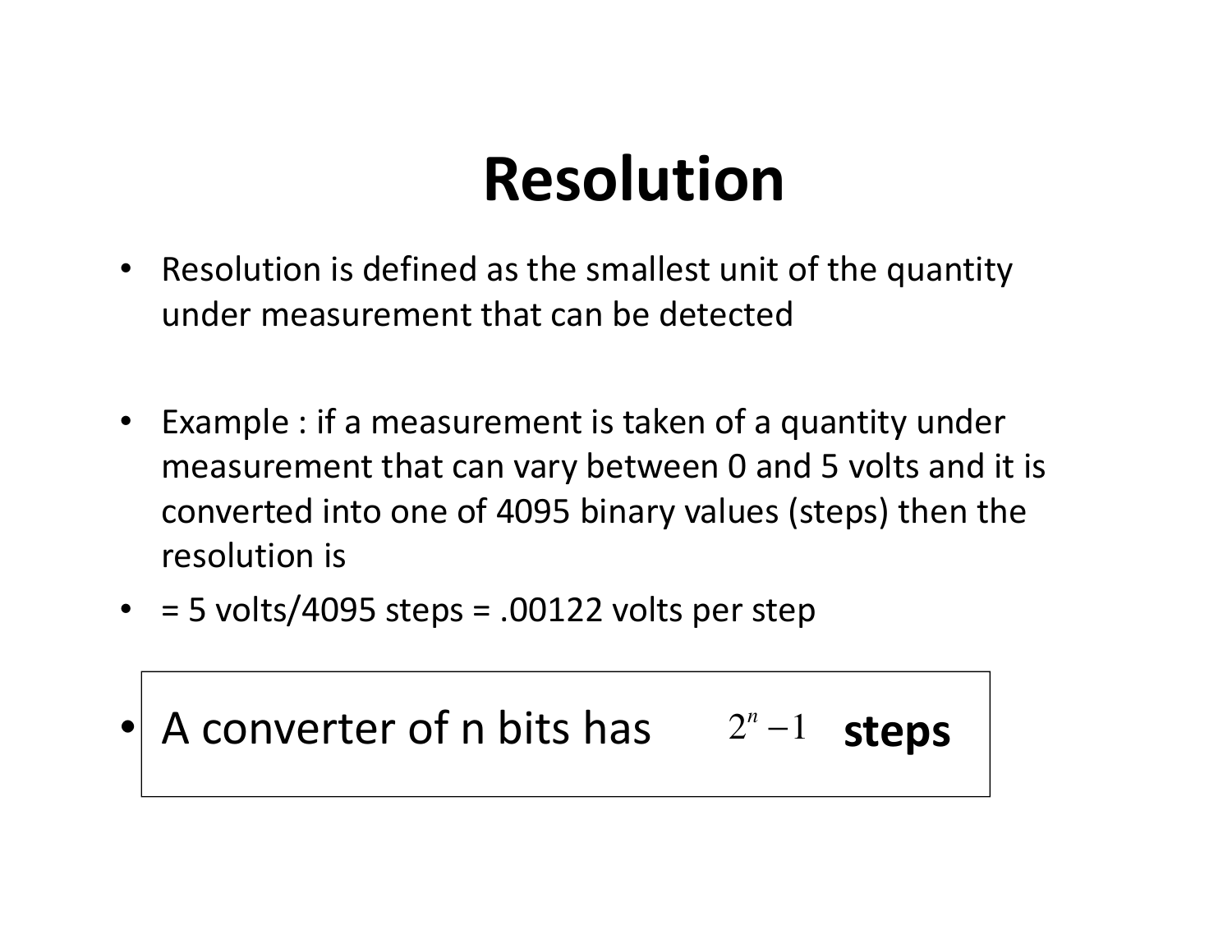# Resolution

- Resolution is defined as the smallest unit of the quantity under measurement that can be detected
- Example : if a measurement is taken of a quantity under measurement that can vary between 0 and 5 volts and it is converted into one of 4095 binary values (steps) then the resolution is
- = 5 volts/4095 steps = .00122 volts per step
- A converter of n bits has $2^n - 1$ **steps**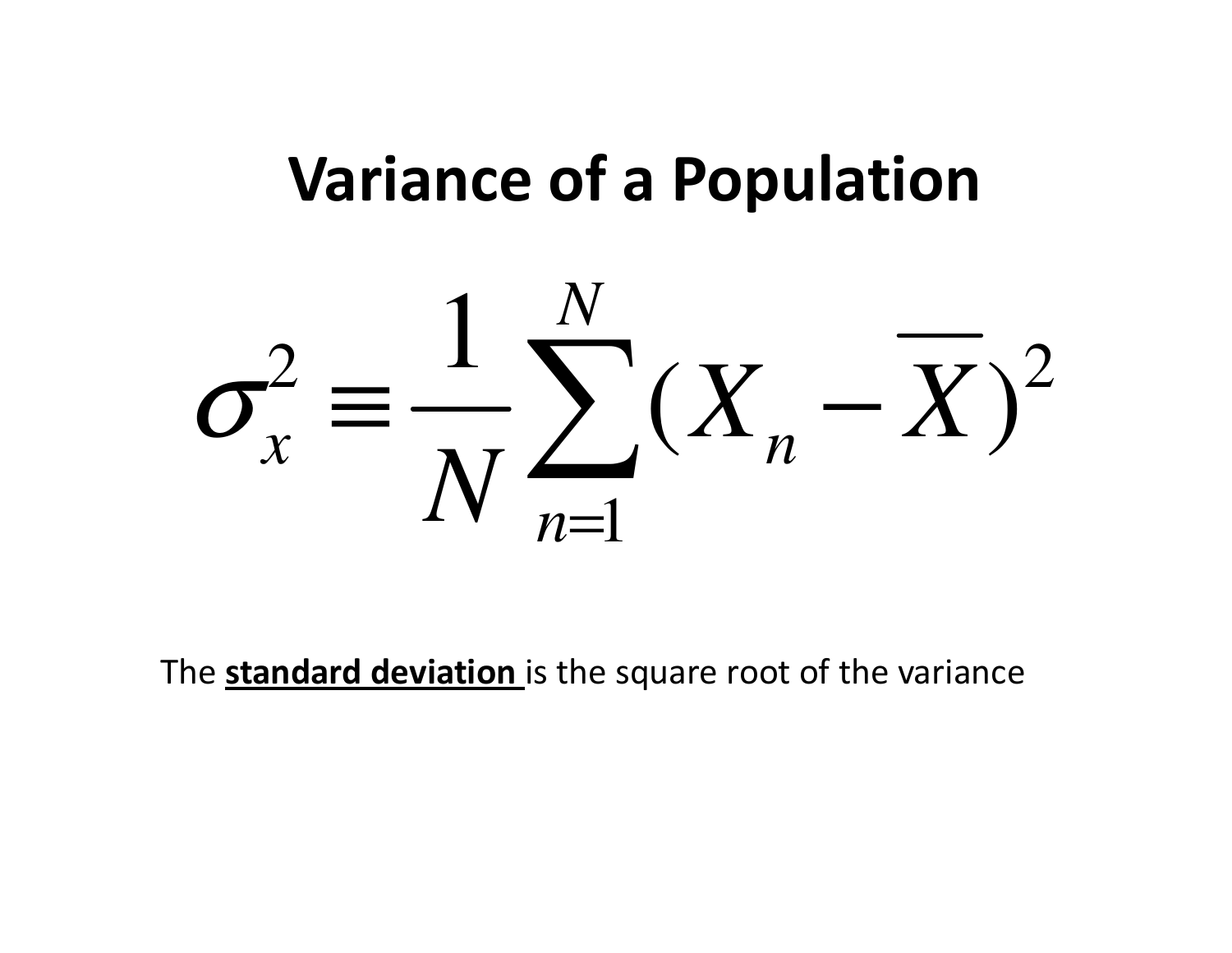# Variance of a Population

$$\sigma_x^2 \equiv \frac{1}{N}\sum_{n=1}^{N}(X_n - \overline{X})^2$$

The **standard deviation** is the square root of the variance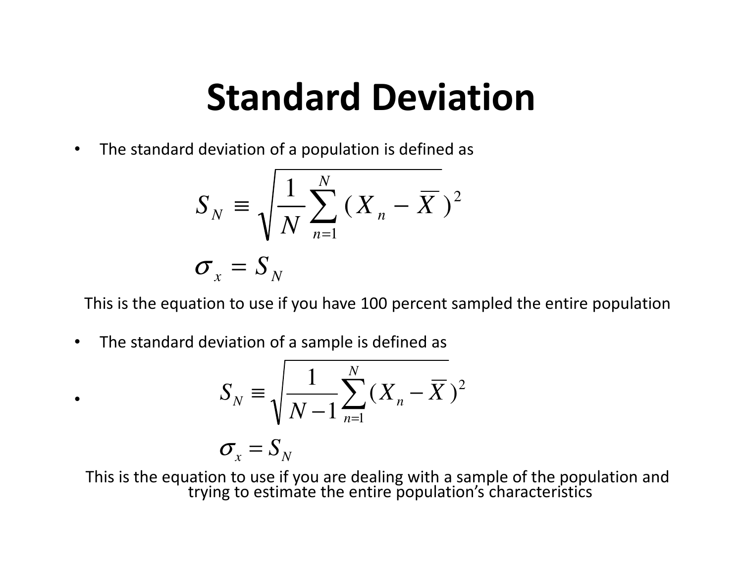# Standard Deviation

- The standard deviation of a population is defined as

$$S_N \equiv \sqrt{\frac{1}{N}\sum_{n=1}^{N}(X_n - \overline{X})^2}$$

$$\sigma_x = S_N$$

This is the equation to use if you have 100 percent sampled the entire population

- The standard deviation of a sample is defined as

$$S_N \equiv \sqrt{\frac{1}{N-1}\sum_{n=1}^{N}(X_n - \overline{X})^2}$$

$$\sigma_x = S_N$$

This is the equation to use if you are dealing with a sample of the population and trying to estimate the entire population's characteristics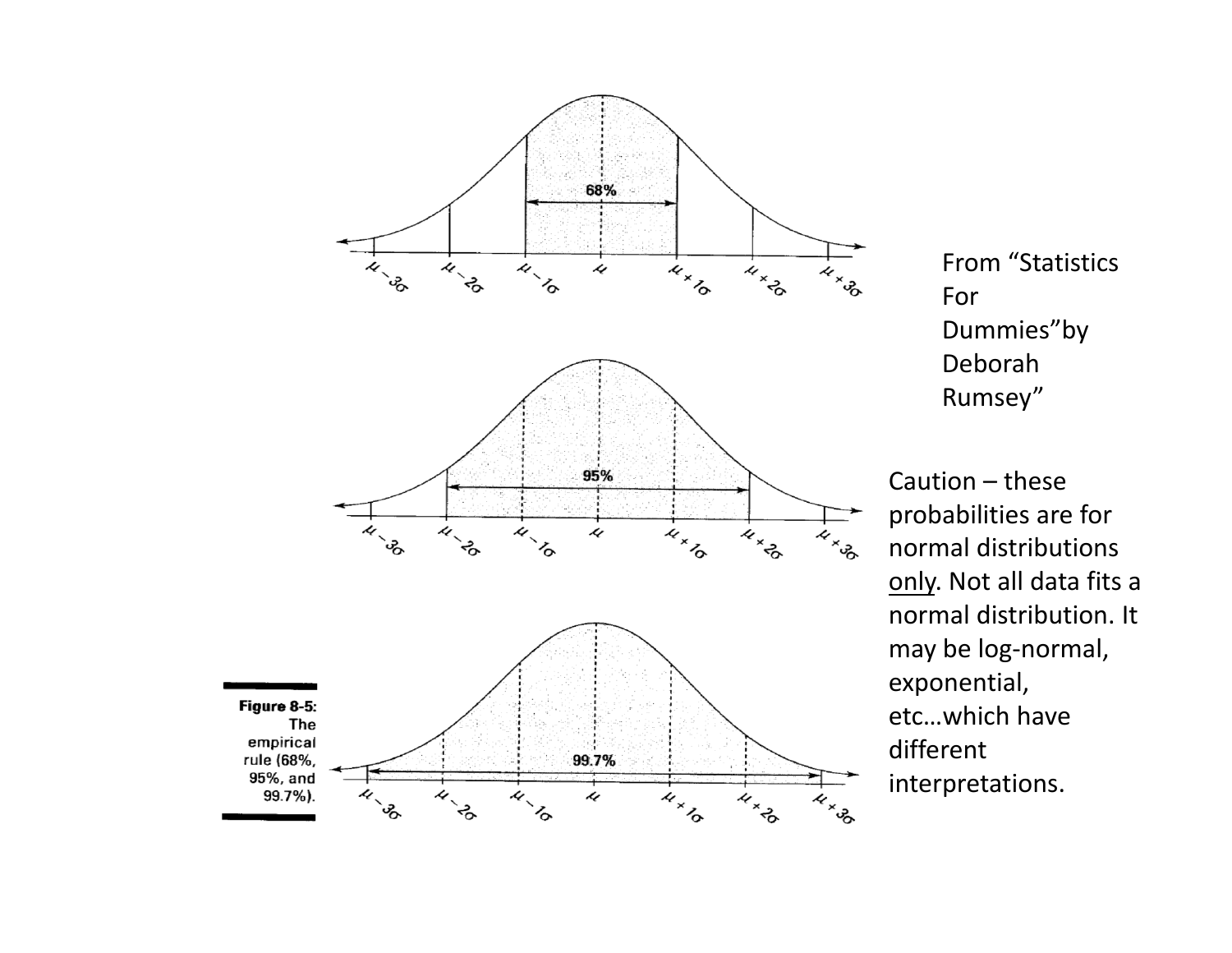From "Statistics For Dummies"by Deborah Rumsey"

Caution – these probabilities are for normal distributions only. Not all data fits a normal distribution. It may be log-normal, exponential, etc…which have different interpretations.

**Figure 8-5:** The empirical rule (68%, 95%, and 99.7%).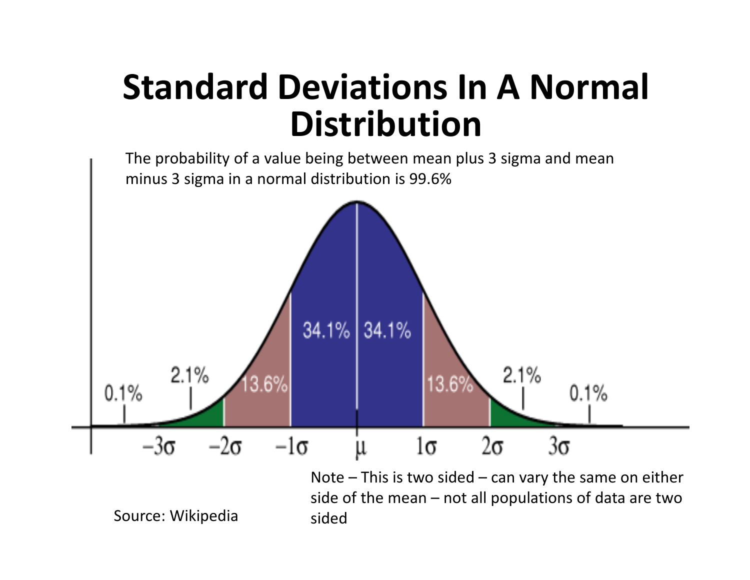# Standard Deviations In A Normal Distribution

The probability of a value being between mean plus 3 sigma and mean minus 3 sigma in a normal distribution is 99.6%

0.1% 2.1% 13.6% 34.1% 34.1% 13.6% 2.1% 0.1%

$-3\sigma$ $-2\sigma$ $-1\sigma$ $\mu$ $1\sigma$ $2\sigma$ $3\sigma$

Note – This is two sided – can vary the same on either side of the mean – not all populations of data are two sided

Source: Wikipedia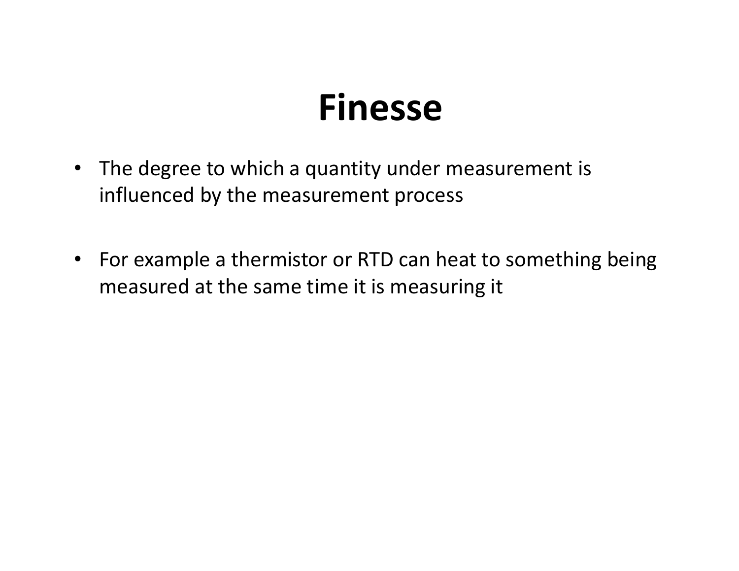# Finesse

- The degree to which a quantity under measurement is influenced by the measurement process
- For example a thermistor or RTD can heat to something being measured at the same time it is measuring it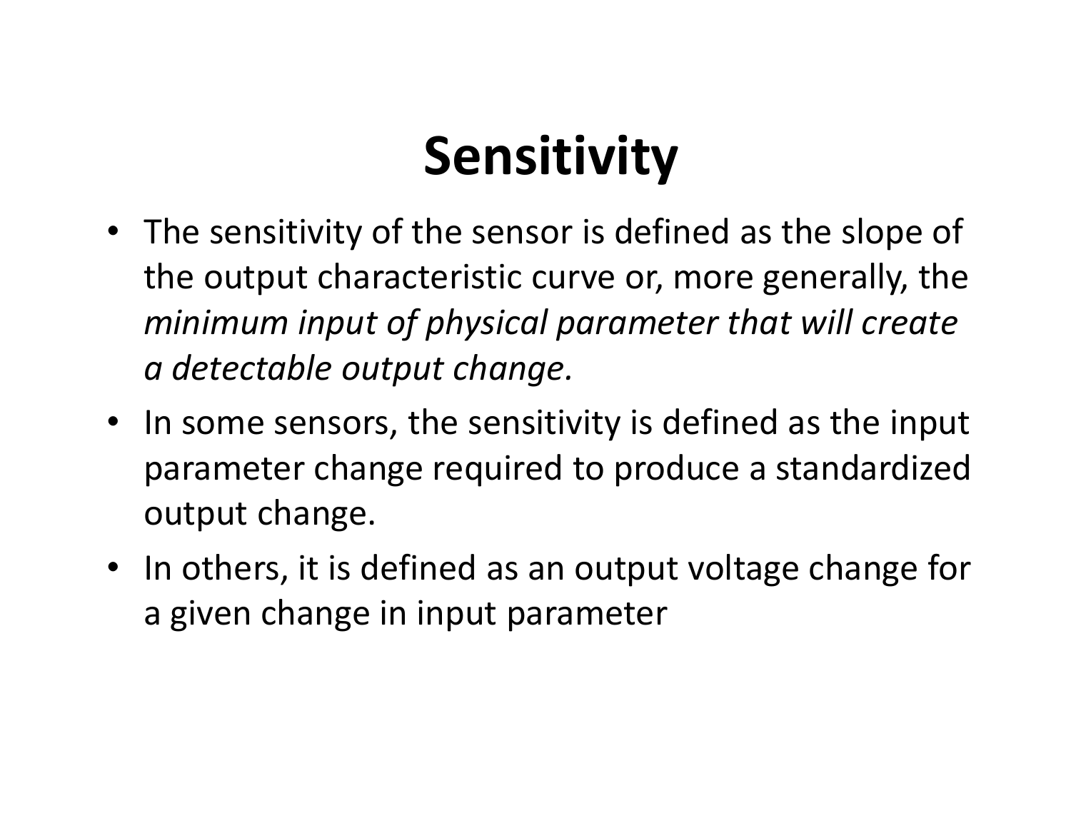# Sensitivity

- The sensitivity of the sensor is defined as the slope of the output characteristic curve or, more generally, the *minimum input of physical parameter that will create a detectable output change.*
- In some sensors, the sensitivity is defined as the input parameter change required to produce a standardized output change.
- In others, it is defined as an output voltage change for a given change in input parameter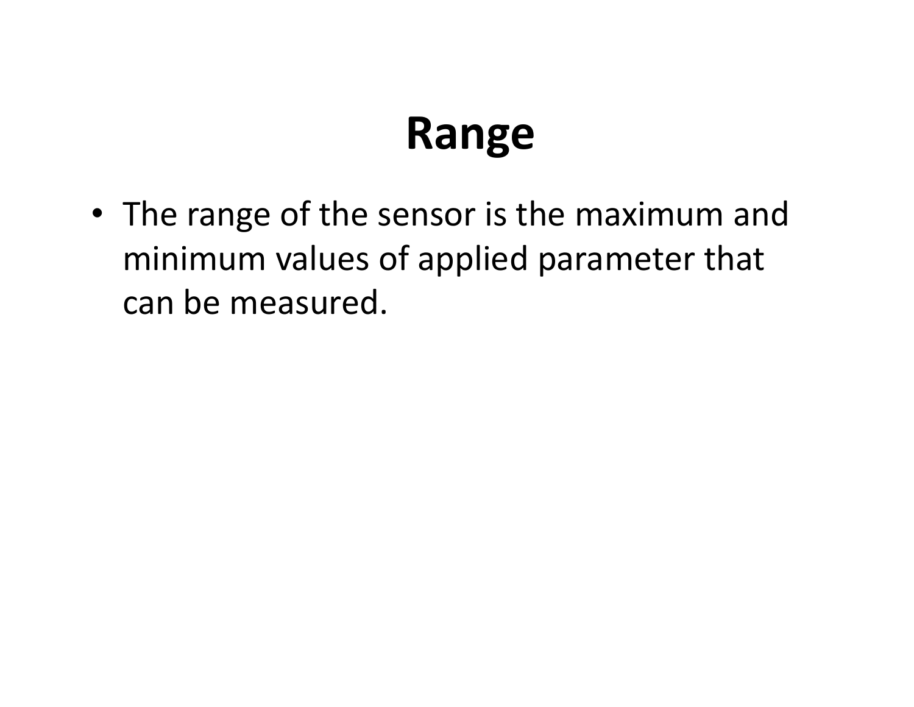# Range

- The range of the sensor is the maximum and minimum values of applied parameter that can be measured.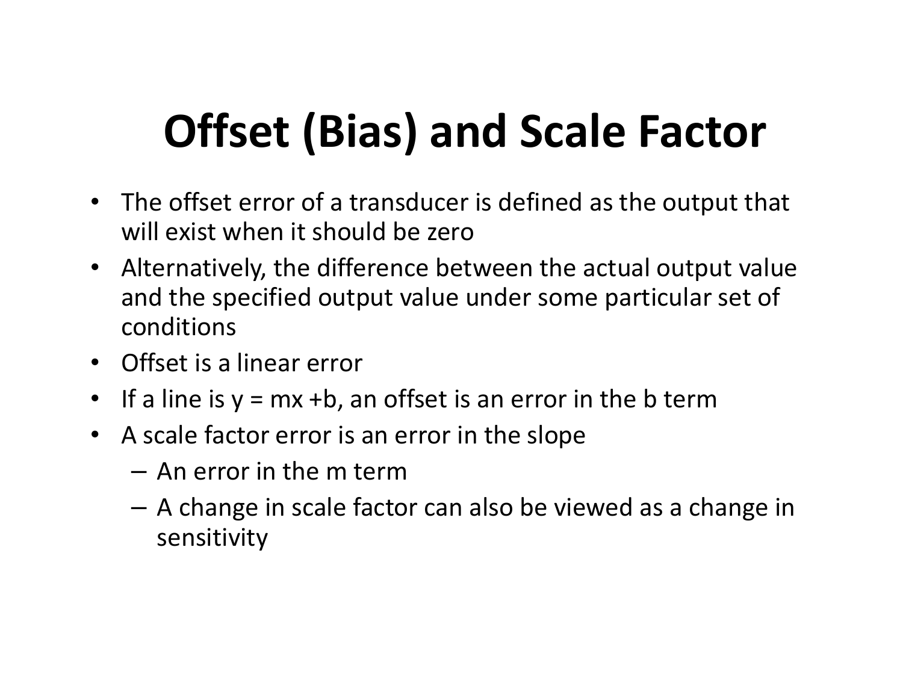# Offset (Bias) and Scale Factor

- The offset error of a transducer is defined as the output that will exist when it should be zero
- Alternatively, the difference between the actual output value and the specified output value under some particular set of conditions
- Offset is a linear error
- If a line is $y = mx + b$, an offset is an error in the b term
- A scale factor error is an error in the slope
  - An error in the m term
  - A change in scale factor can also be viewed as a change in sensitivity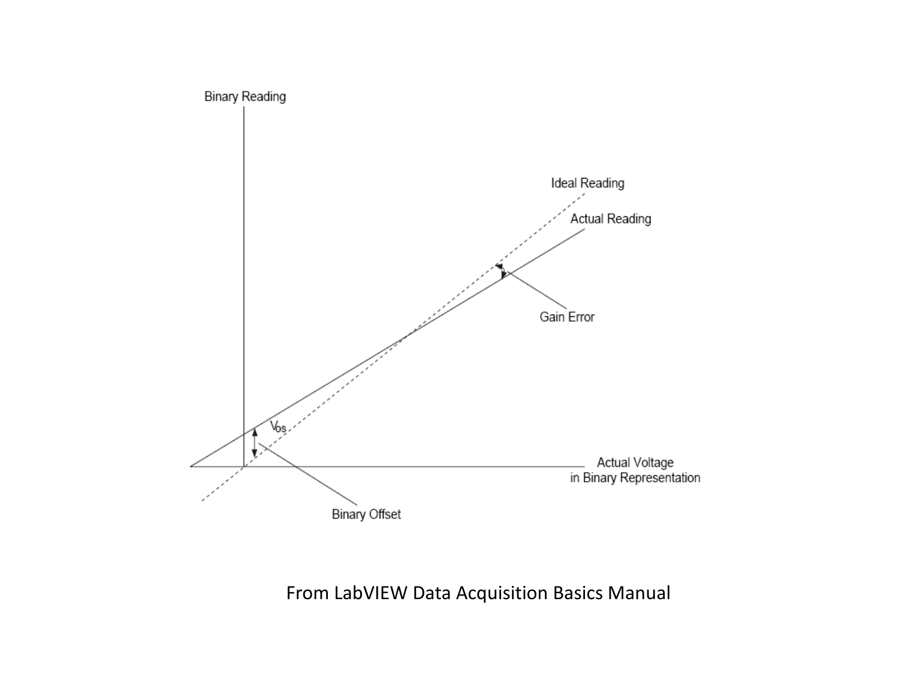Binary Reading

Ideal Reading

Actual Reading

Gain Error

$V_{os}$

Actual Voltage in Binary Representation

Binary Offset

From LabVIEW Data Acquisition Basics Manual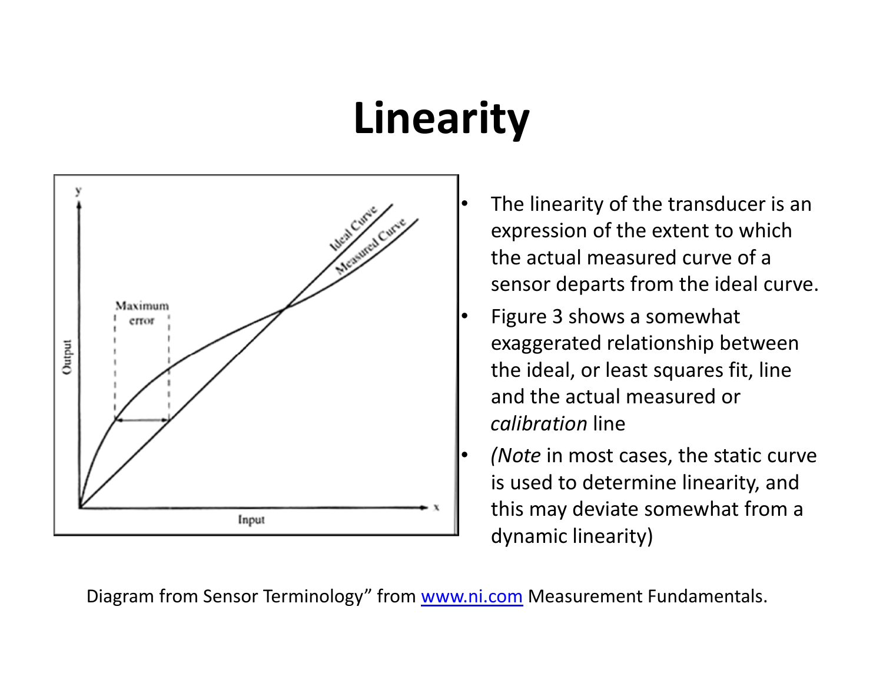# Linearity

- The linearity of the transducer is an expression of the extent to which the actual measured curve of a sensor departs from the ideal curve.
- Figure 3 shows a somewhat exaggerated relationship between the ideal, or least squares fit, line and the actual measured or *calibration* line
- *(Note* in most cases, the static curve is used to determine linearity, and this may deviate somewhat from a dynamic linearity)

Diagram from Sensor Terminology" from www.ni.com Measurement Fundamentals.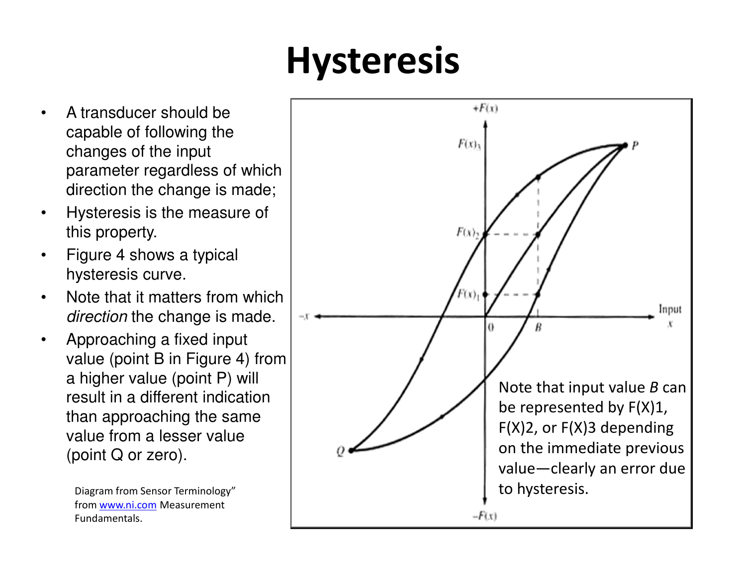# Hysteresis

- A transducer should be capable of following the changes of the input parameter regardless of which direction the change is made;
- Hysteresis is the measure of this property.
- Figure 4 shows a typical hysteresis curve.
- Note that it matters from which *direction* the change is made.
- Approaching a fixed input value (point B in Figure 4) from a higher value (point P) will result in a different indication than approaching the same value from a lesser value (point Q or zero).

Diagram from Sensor Terminology" from [www.ni.com](http://www.ni.com) Measurement Fundamentals.

Note that input value *B* can be represented by F(X)1, F(X)2, or F(X)3 depending on the immediate previous value—clearly an error due to hysteresis.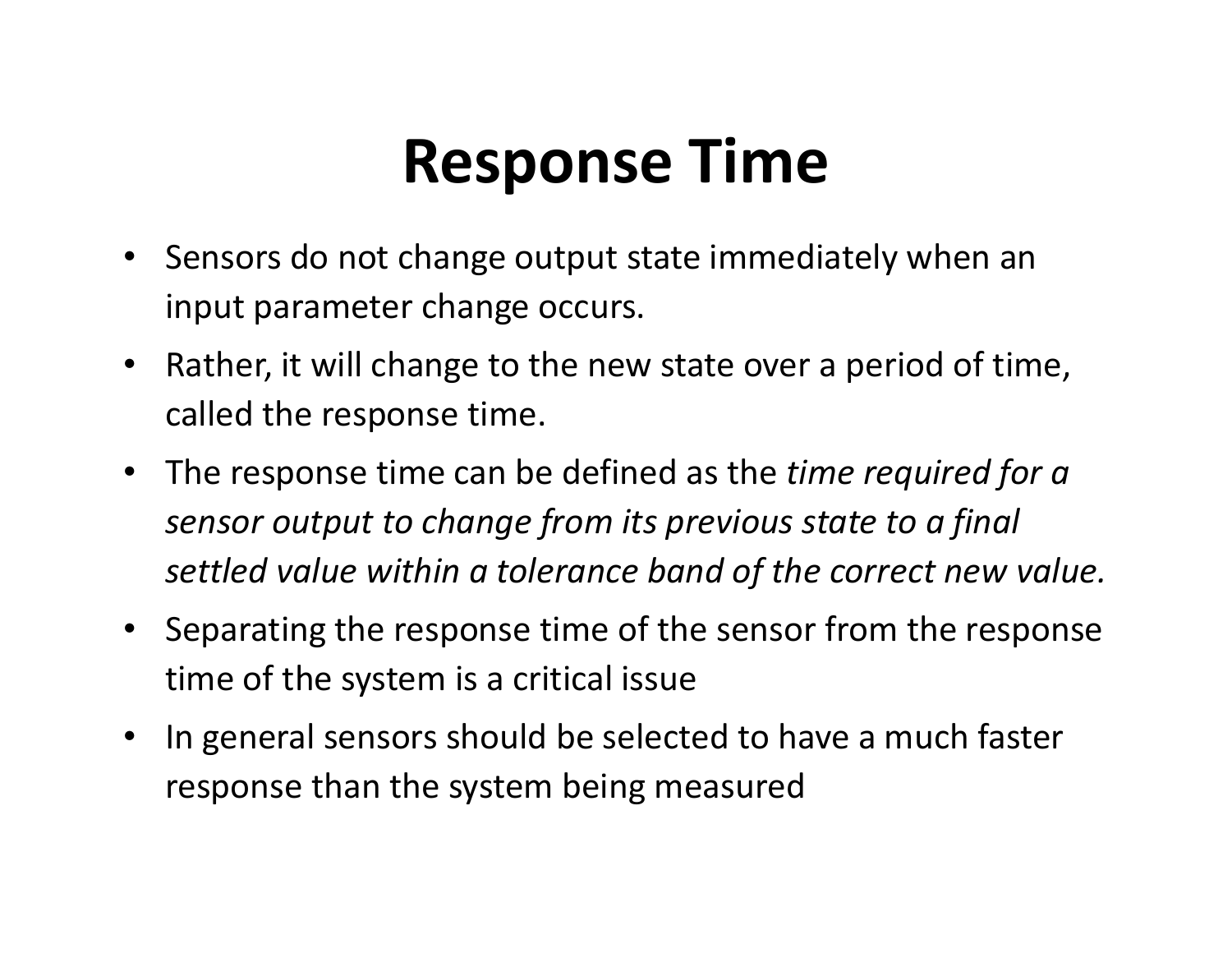# Response Time

- Sensors do not change output state immediately when an input parameter change occurs.
- Rather, it will change to the new state over a period of time, called the response time.
- The response time can be defined as the *time required for a sensor output to change from its previous state to a final settled value within a tolerance band of the correct new value.*
- Separating the response time of the sensor from the response time of the system is a critical issue
- In general sensors should be selected to have a much faster response than the system being measured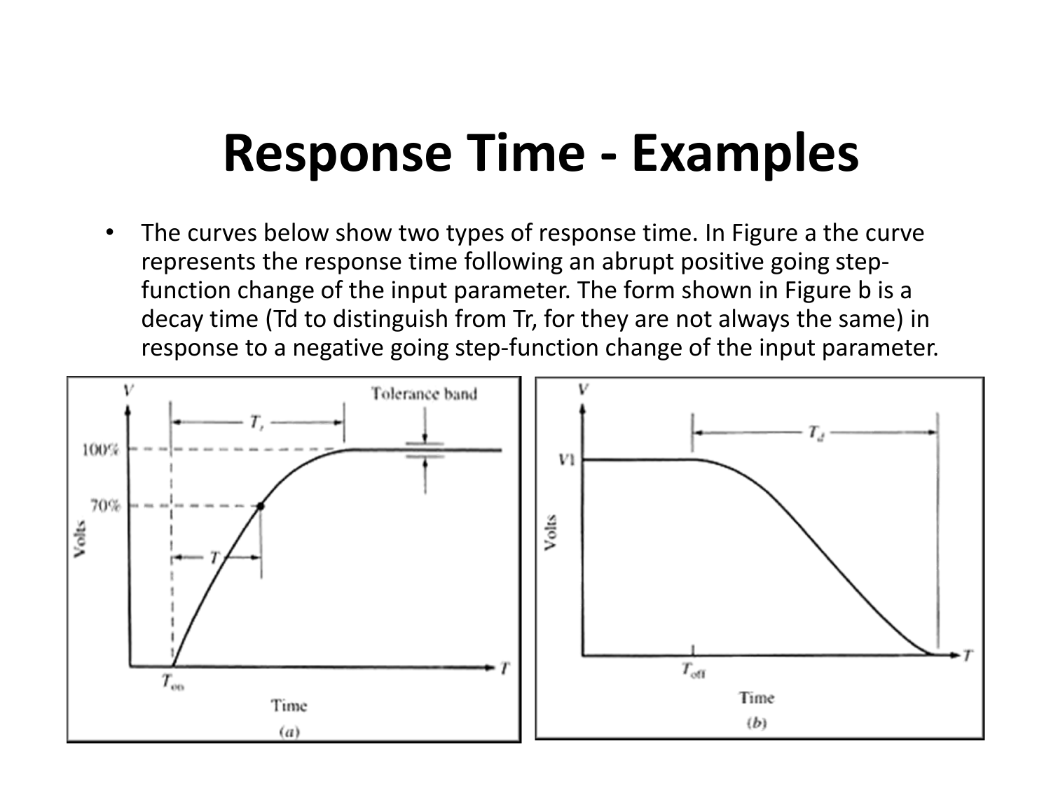# Response Time - Examples

- The curves below show two types of response time. In Figure a the curve represents the response time following an abrupt positive going step-function change of the input parameter. The form shown in Figure b is a decay time (Td to distinguish from Tr, for they are not always the same) in response to a negative going step-function change of the input parameter.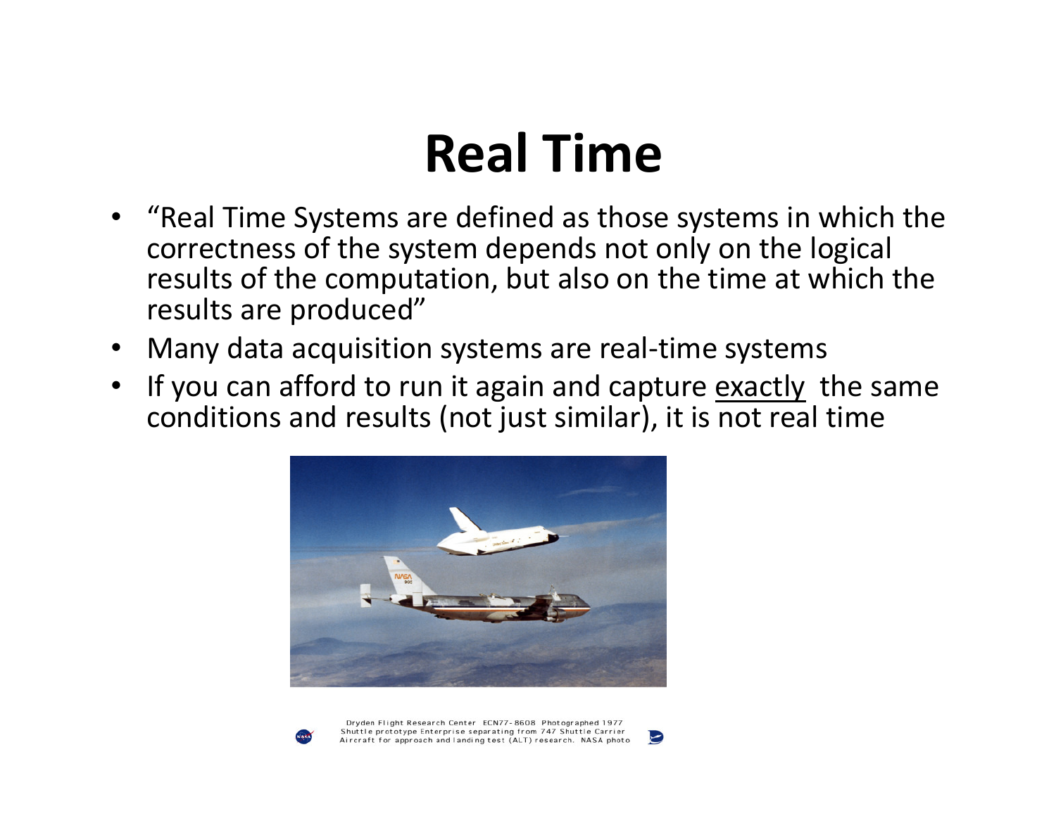# Real Time

- "Real Time Systems are defined as those systems in which the correctness of the system depends not only on the logical results of the computation, but also on the time at which the results are produced"
- Many data acquisition systems are real-time systems
- If you can afford to run it again and capture <u>exactly</u> the same conditions and results (not just similar), it is not real time

Dryden Flight Research Center ECN77-8608 Photographed 1977
Shuttle prototype Enterprise separating from 747 Shuttle Carrier Aircraft for approach and landing test (ALT) research. NASA photo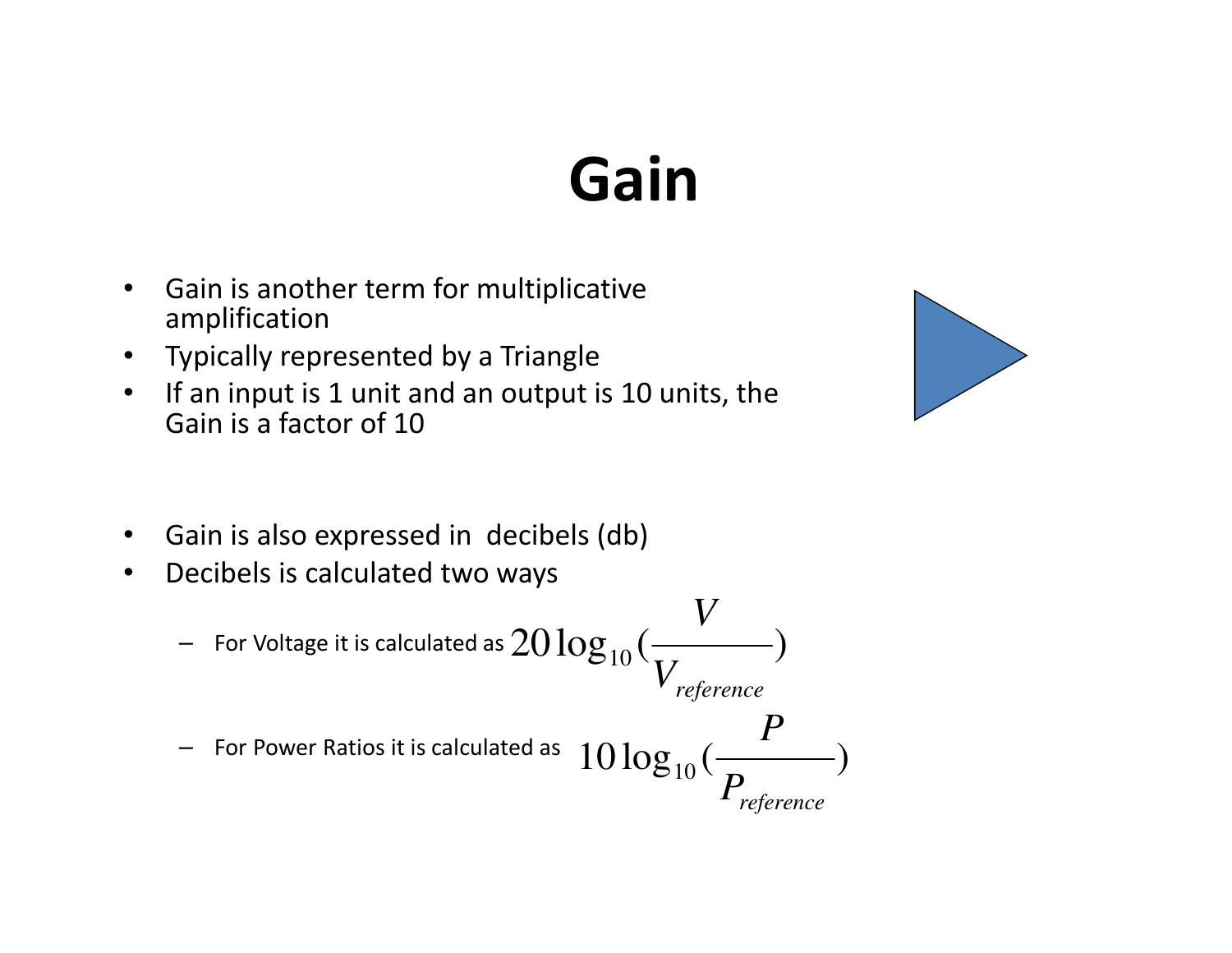# Gain

- Gain is another term for multiplicative amplification
- Typically represented by a Triangle
- If an input is 1 unit and an output is 10 units, the Gain is a factor of 10

- Gain is also expressed in decibels (db)
- Decibels is calculated two ways
  - For Voltage it is calculated as $20\log_{10}(\frac{V}{V_{reference}})$
  - For Power Ratios it is calculated as $10\log_{10}(\frac{P}{P_{reference}})$